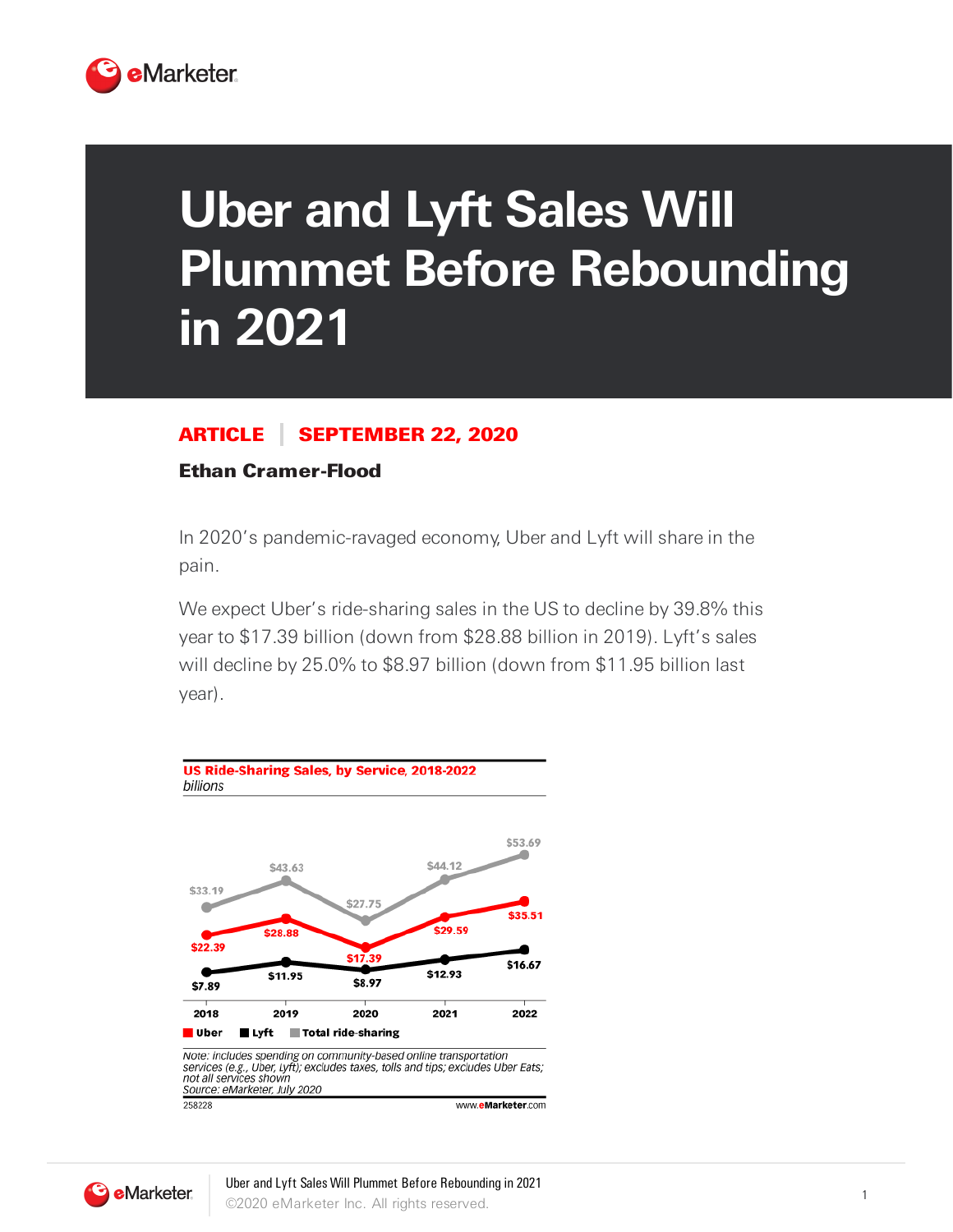# Uber and Lyft Sales Will Plummet Before Rebounding in 2021

**ARTICLE | SEPTEMBER 22, 2020**

**Ethan Cramer-Flood**

In 2020's pandemic-ravaged economy, Uber and Lyft will share in the pain.

We expect Uber's ride-sharing sales in the US to decline by 39.8% this year to $17.39 billion (down from $28.88 billion in 2019). Lyft's sales will decline by 25.0% to $8.97 billion (down from $11.95 billion last year).

**US Ride-Sharing Sales, by Service, 2018-2022**
*billions*

| | 2018 | 2019 | 2020 | 2021 | 2022 |
|---|---|---|---|---|---|
| Uber | $22.39 | $28.88 | $17.39 | $29.59 | $35.51 |
| Lyft | $7.89 | $11.95 | $8.97 | $12.93 | $16.67 |
| Total ride-sharing | $33.19 | $43.63 | $27.75 | $44.12 | $53.69 |

*Note: includes spending on community-based online transportation services (e.g., Uber, Lyft); excludes taxes, tolls and tips; excludes Uber Eats; not all services shown*
*Source: eMarketer, July 2020*

258228 www.eMarketer.com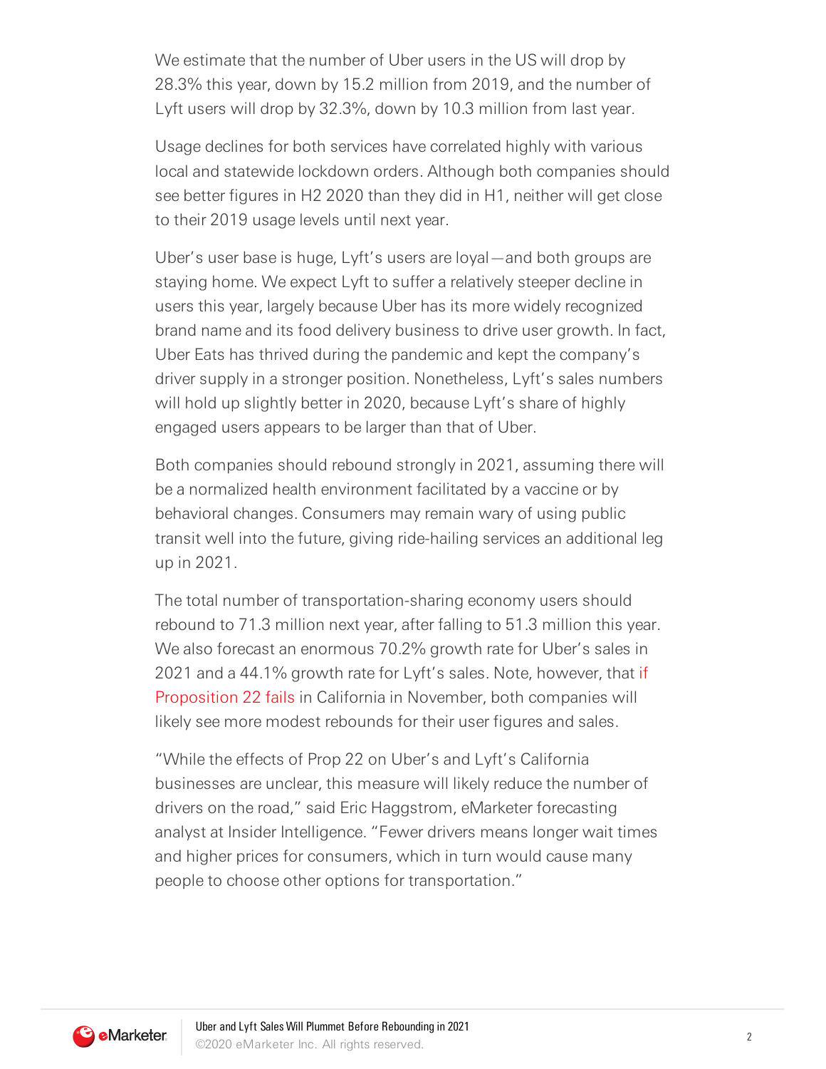We estimate that the number of Uber users in the US will drop by 28.3% this year, down by 15.2 million from 2019, and the number of Lyft users will drop by 32.3%, down by 10.3 million from last year.

Usage declines for both services have correlated highly with various local and statewide lockdown orders. Although both companies should see better figures in H2 2020 than they did in H1, neither will get close to their 2019 usage levels until next year.

Uber's user base is huge, Lyft's users are loyal—and both groups are staying home. We expect Lyft to suffer a relatively steeper decline in users this year, largely because Uber has its more widely recognized brand name and its food delivery business to drive user growth. In fact, Uber Eats has thrived during the pandemic and kept the company's driver supply in a stronger position. Nonetheless, Lyft's sales numbers will hold up slightly better in 2020, because Lyft's share of highly engaged users appears to be larger than that of Uber.

Both companies should rebound strongly in 2021, assuming there will be a normalized health environment facilitated by a vaccine or by behavioral changes. Consumers may remain wary of using public transit well into the future, giving ride-hailing services an additional leg up in 2021.

The total number of transportation-sharing economy users should rebound to 71.3 million next year, after falling to 51.3 million this year. We also forecast an enormous 70.2% growth rate for Uber's sales in 2021 and a 44.1% growth rate for Lyft's sales. Note, however, that if Proposition 22 fails in California in November, both companies will likely see more modest rebounds for their user figures and sales.

"While the effects of Prop 22 on Uber's and Lyft's California businesses are unclear, this measure will likely reduce the number of drivers on the road," said Eric Haggstrom, eMarketer forecasting analyst at Insider Intelligence. "Fewer drivers means longer wait times and higher prices for consumers, which in turn would cause many people to choose other options for transportation."